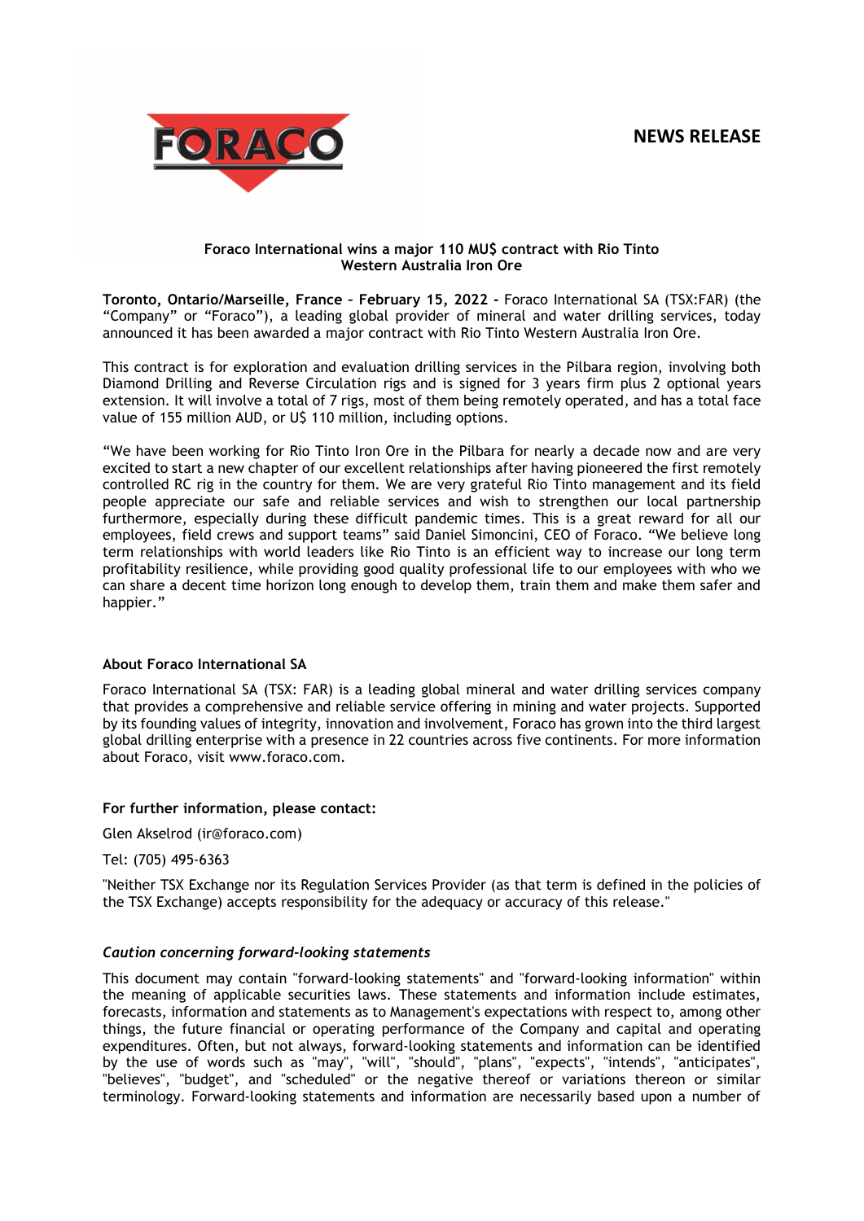FORACO

NEWS RELEASE

**Foraco International wins a major 110 MU$ contract with Rio Tinto Western Australia Iron Ore**

**Toronto, Ontario/Marseille, France – February 15, 2022 -** Foraco International SA (TSX:FAR) (the "Company" or "Foraco"), a leading global provider of mineral and water drilling services, today announced it has been awarded a major contract with Rio Tinto Western Australia Iron Ore.

This contract is for exploration and evaluation drilling services in the Pilbara region, involving both Diamond Drilling and Reverse Circulation rigs and is signed for 3 years firm plus 2 optional years extension. It will involve a total of 7 rigs, most of them being remotely operated, and has a total face value of 155 million AUD, or U$ 110 million, including options.

"We have been working for Rio Tinto Iron Ore in the Pilbara for nearly a decade now and are very excited to start a new chapter of our excellent relationships after having pioneered the first remotely controlled RC rig in the country for them. We are very grateful Rio Tinto management and its field people appreciate our safe and reliable services and wish to strengthen our local partnership furthermore, especially during these difficult pandemic times. This is a great reward for all our employees, field crews and support teams" said Daniel Simoncini, CEO of Foraco. "We believe long term relationships with world leaders like Rio Tinto is an efficient way to increase our long term profitability resilience, while providing good quality professional life to our employees with who we can share a decent time horizon long enough to develop them, train them and make them safer and happier."

**About Foraco International SA**

Foraco International SA (TSX: FAR) is a leading global mineral and water drilling services company that provides a comprehensive and reliable service offering in mining and water projects. Supported by its founding values of integrity, innovation and involvement, Foraco has grown into the third largest global drilling enterprise with a presence in 22 countries across five continents. For more information about Foraco, visit www.foraco.com.

**For further information, please contact:**

Glen Akselrod (ir@foraco.com)

Tel: (705) 495-6363

"Neither TSX Exchange nor its Regulation Services Provider (as that term is defined in the policies of the TSX Exchange) accepts responsibility for the adequacy or accuracy of this release."

***Caution concerning forward-looking statements***

This document may contain "forward-looking statements" and "forward-looking information" within the meaning of applicable securities laws. These statements and information include estimates, forecasts, information and statements as to Management's expectations with respect to, among other things, the future financial or operating performance of the Company and capital and operating expenditures. Often, but not always, forward-looking statements and information can be identified by the use of words such as "may", "will", "should", "plans", "expects", "intends", "anticipates", "believes", "budget", and "scheduled" or the negative thereof or variations thereon or similar terminology. Forward-looking statements and information are necessarily based upon a number of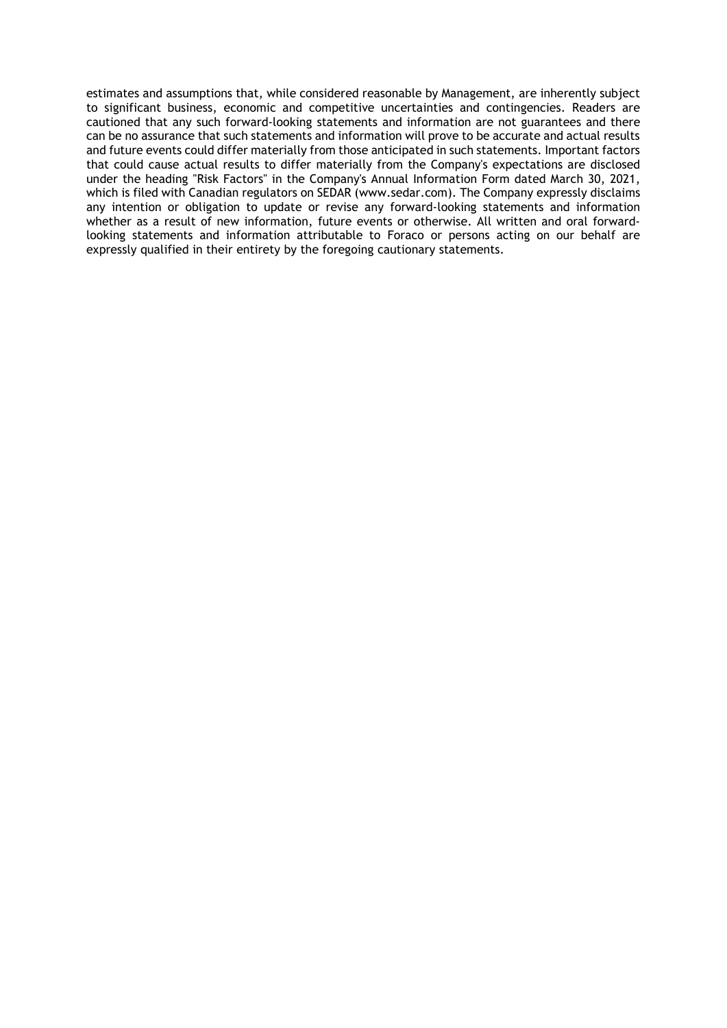estimates and assumptions that, while considered reasonable by Management, are inherently subject to significant business, economic and competitive uncertainties and contingencies. Readers are cautioned that any such forward-looking statements and information are not guarantees and there can be no assurance that such statements and information will prove to be accurate and actual results and future events could differ materially from those anticipated in such statements. Important factors that could cause actual results to differ materially from the Company's expectations are disclosed under the heading "Risk Factors" in the Company's Annual Information Form dated March 30, 2021, which is filed with Canadian regulators on SEDAR (www.sedar.com). The Company expressly disclaims any intention or obligation to update or revise any forward-looking statements and information whether as a result of new information, future events or otherwise. All written and oral forward-looking statements and information attributable to Foraco or persons acting on our behalf are expressly qualified in their entirety by the foregoing cautionary statements.